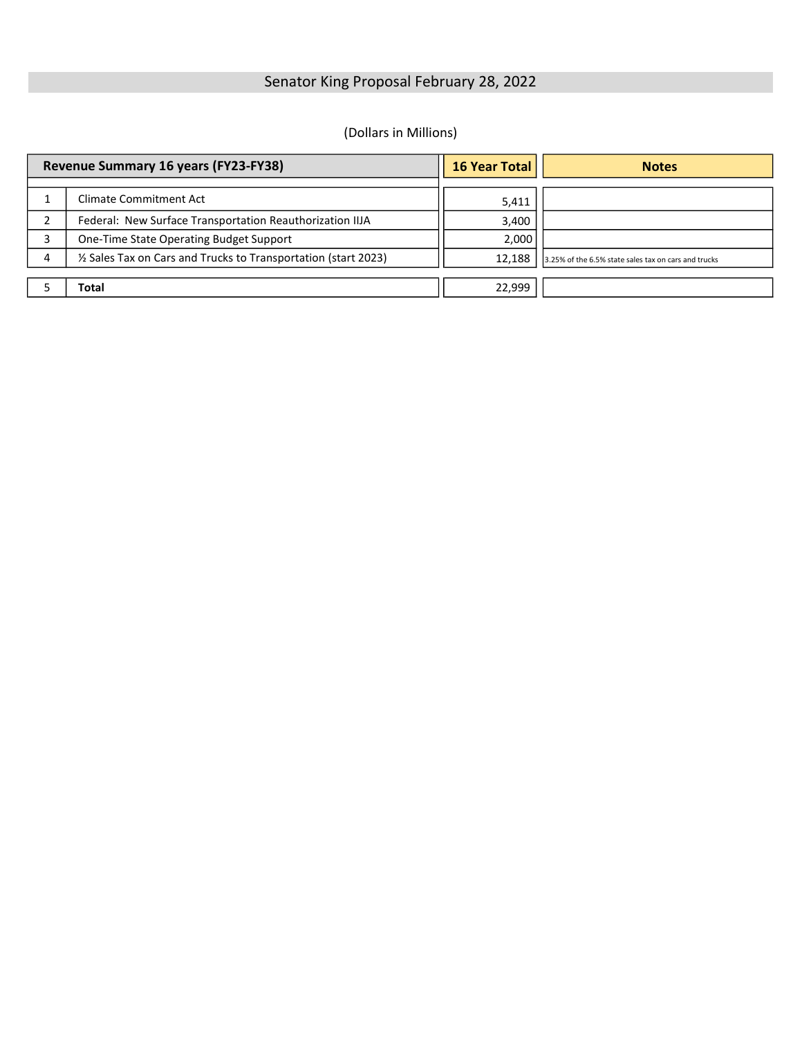# Senator King Proposal February 28, 2022

(Dollars in Millions)

| Revenue Summary 16 years (FY23-FY38) | | 16 Year Total | Notes |
|---|---|---|---|
| 1 | Climate Commitment Act | 5,411 | |
| 2 | Federal: New Surface Transportation Reauthorization IIJA | 3,400 | |
| 3 | One-Time State Operating Budget Support | 2,000 | |
| 4 | ½ Sales Tax on Cars and Trucks to Transportation (start 2023) | 12,188 | 3.25% of the 6.5% state sales tax on cars and trucks |
| 5 | **Total** | 22,999 | |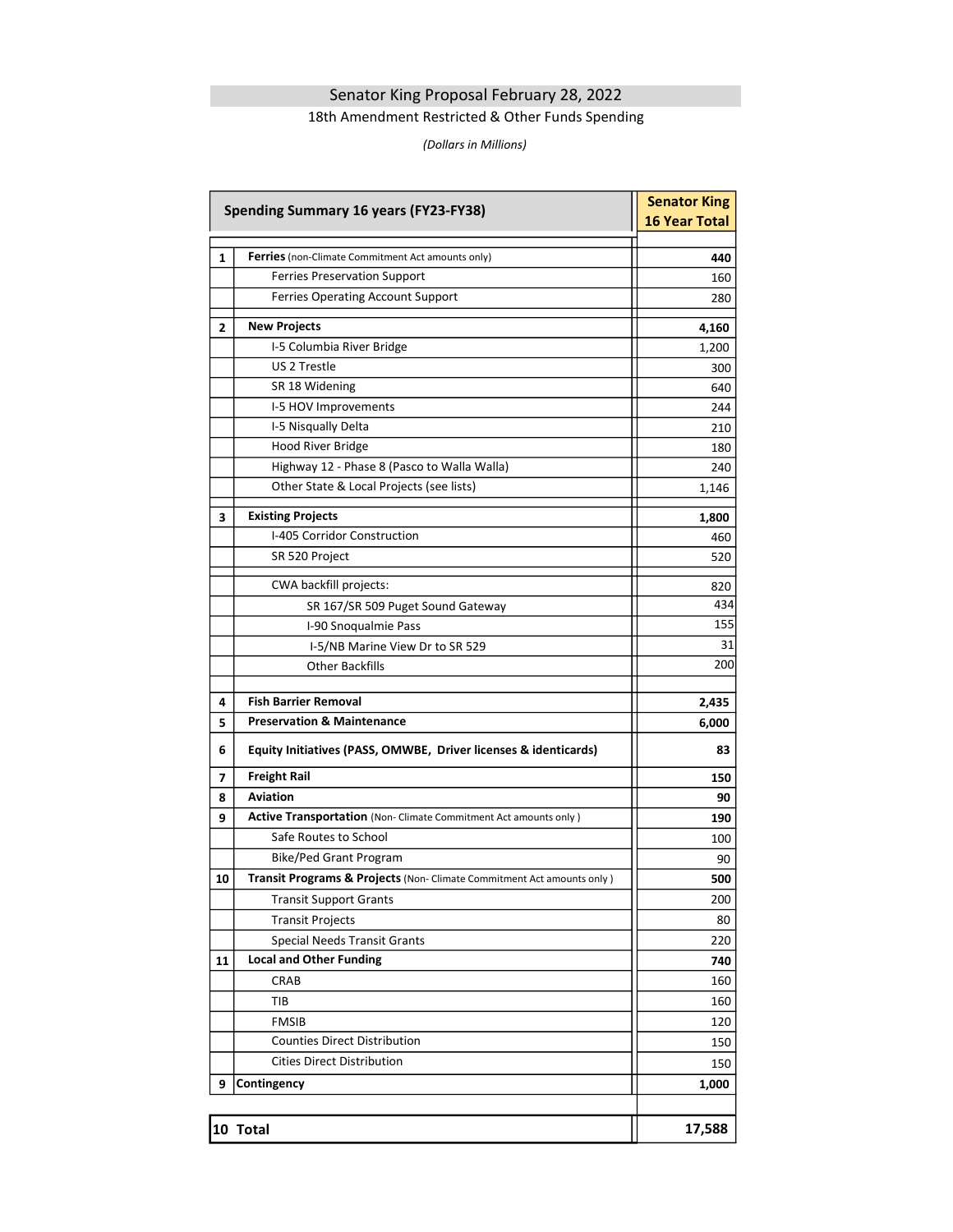# Senator King Proposal February 28, 2022

18th Amendment Restricted & Other Funds Spending

*(Dollars in Millions)*

| | Spending Summary 16 years (FY23-FY38) | Senator King 16 Year Total |
|---|---|---|
| 1 | **Ferries** (non-Climate Commitment Act amounts only) | **440** |
| | Ferries Preservation Support | 160 |
| | Ferries Operating Account Support | 280 |
| 2 | **New Projects** | **4,160** |
| | I-5 Columbia River Bridge | 1,200 |
| | US 2 Trestle | 300 |
| | SR 18 Widening | 640 |
| | I-5 HOV Improvements | 244 |
| | I-5 Nisqually Delta | 210 |
| | Hood River Bridge | 180 |
| | Highway 12 - Phase 8 (Pasco to Walla Walla) | 240 |
| | Other State & Local Projects (see lists) | 1,146 |
| 3 | **Existing Projects** | **1,800** |
| | I-405 Corridor Construction | 460 |
| | SR 520 Project | 520 |
| | CWA backfill projects: | 820 |
| | SR 167/SR 509 Puget Sound Gateway | 434 |
| | I-90 Snoqualmie Pass | 155 |
| | I-5/NB Marine View Dr to SR 529 | 31 |
| | Other Backfills | 200 |
| 4 | **Fish Barrier Removal** | **2,435** |
| 5 | **Preservation & Maintenance** | **6,000** |
| 6 | **Equity Initiatives (PASS, OMWBE, Driver licenses & identicards)** | **83** |
| 7 | **Freight Rail** | **150** |
| 8 | **Aviation** | **90** |
| 9 | **Active Transportation** (Non- Climate Commitment Act amounts only ) | **190** |
| | Safe Routes to School | 100 |
| | Bike/Ped Grant Program | 90 |
| 10 | **Transit Programs & Projects** (Non- Climate Commitment Act amounts only ) | **500** |
| | Transit Support Grants | 200 |
| | Transit Projects | 80 |
| | Special Needs Transit Grants | 220 |
| 11 | **Local and Other Funding** | **740** |
| | CRAB | 160 |
| | TIB | 160 |
| | FMSIB | 120 |
| | Counties Direct Distribution | 150 |
| | Cities Direct Distribution | 150 |
| 9 | **Contingency** | **1,000** |
| 10 | **Total** | **17,588** |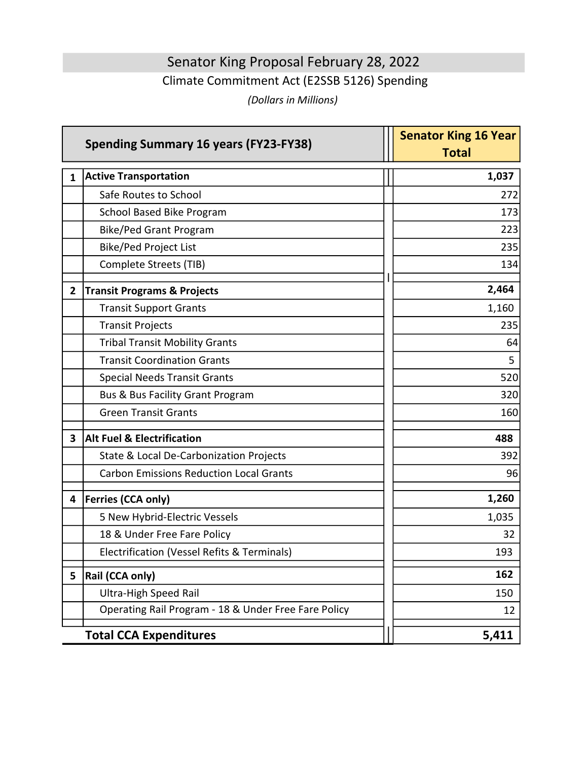# Senator King Proposal February 28, 2022

## Climate Commitment Act (E2SSB 5126) Spending

*(Dollars in Millions)*

| | Spending Summary 16 years (FY23-FY38) | Senator King 16 Year Total |
|---|---|---|
| 1 | **Active Transportation** | **1,037** |
| | Safe Routes to School | 272 |
| | School Based Bike Program | 173 |
| | Bike/Ped Grant Program | 223 |
| | Bike/Ped Project List | 235 |
| | Complete Streets (TIB) | 134 |
| | | |
| 2 | **Transit Programs & Projects** | **2,464** |
| | Transit Support Grants | 1,160 |
| | Transit Projects | 235 |
| | Tribal Transit Mobility Grants | 64 |
| | Transit Coordination Grants | 5 |
| | Special Needs Transit Grants | 520 |
| | Bus & Bus Facility Grant Program | 320 |
| | Green Transit Grants | 160 |
| | | |
| 3 | **Alt Fuel & Electrification** | **488** |
| | State & Local De-Carbonization Projects | 392 |
| | Carbon Emissions Reduction Local Grants | 96 |
| | | |
| 4 | **Ferries (CCA only)** | **1,260** |
| | 5 New Hybrid-Electric Vessels | 1,035 |
| | 18 & Under Free Fare Policy | 32 |
| | Electrification (Vessel Refits & Terminals) | 193 |
| | | |
| 5 | **Rail (CCA only)** | **162** |
| | Ultra-High Speed Rail | 150 |
| | Operating Rail Program - 18 & Under Free Fare Policy | 12 |
| | | |
| | **Total CCA Expenditures** | **5,411** |